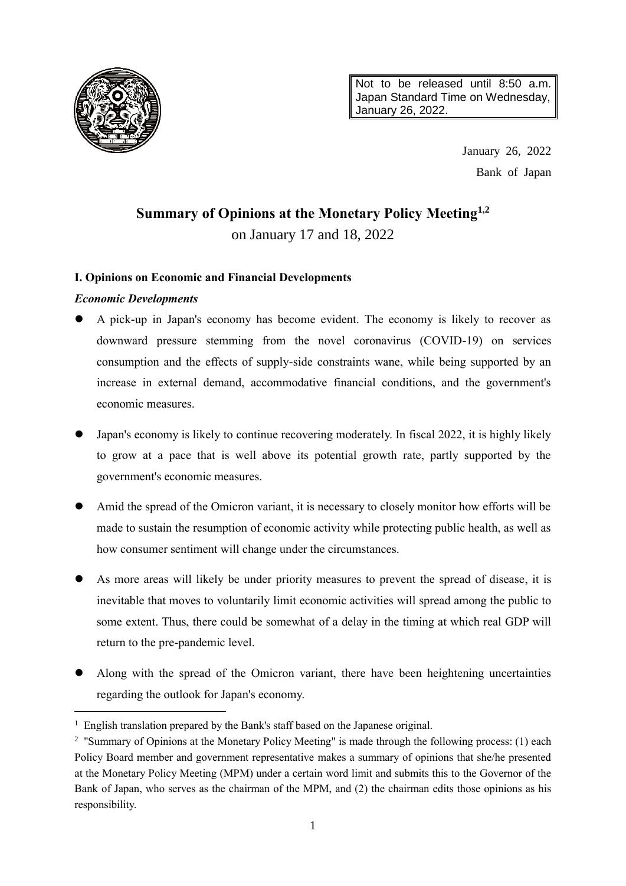Not to be released until 8:50 a.m. Japan Standard Time on Wednesday, January 26, 2022.

January 26, 2022
Bank of Japan

# Summary of Opinions at the Monetary Policy Meeting[1,2]

on January 17 and 18, 2022

## I. Opinions on Economic and Financial Developments

### *Economic Developments*

- A pick-up in Japan's economy has become evident. The economy is likely to recover as downward pressure stemming from the novel coronavirus (COVID-19) on services consumption and the effects of supply-side constraints wane, while being supported by an increase in external demand, accommodative financial conditions, and the government's economic measures.
- Japan's economy is likely to continue recovering moderately. In fiscal 2022, it is highly likely to grow at a pace that is well above its potential growth rate, partly supported by the government's economic measures.
- Amid the spread of the Omicron variant, it is necessary to closely monitor how efforts will be made to sustain the resumption of economic activity while protecting public health, as well as how consumer sentiment will change under the circumstances.
- As more areas will likely be under priority measures to prevent the spread of disease, it is inevitable that moves to voluntarily limit economic activities will spread among the public to some extent. Thus, there could be somewhat of a delay in the timing at which real GDP will return to the pre-pandemic level.
- Along with the spread of the Omicron variant, there have been heightening uncertainties regarding the outlook for Japan's economy.

[1] English translation prepared by the Bank's staff based on the Japanese original.

[2] "Summary of Opinions at the Monetary Policy Meeting" is made through the following process: (1) each Policy Board member and government representative makes a summary of opinions that she/he presented at the Monetary Policy Meeting (MPM) under a certain word limit and submits this to the Governor of the Bank of Japan, who serves as the chairman of the MPM, and (2) the chairman edits those opinions as his responsibility.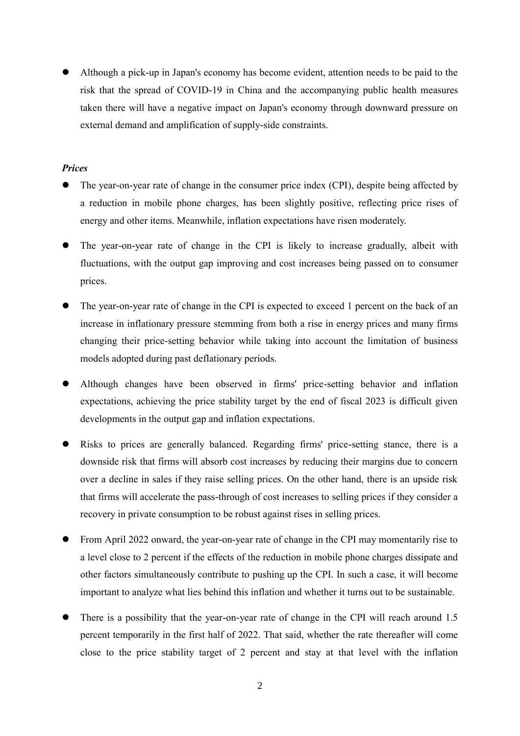- Although a pick-up in Japan's economy has become evident, attention needs to be paid to the risk that the spread of COVID-19 in China and the accompanying public health measures taken there will have a negative impact on Japan's economy through downward pressure on external demand and amplification of supply-side constraints.

***Prices***

- The year-on-year rate of change in the consumer price index (CPI), despite being affected by a reduction in mobile phone charges, has been slightly positive, reflecting price rises of energy and other items. Meanwhile, inflation expectations have risen moderately.
- The year-on-year rate of change in the CPI is likely to increase gradually, albeit with fluctuations, with the output gap improving and cost increases being passed on to consumer prices.
- The year-on-year rate of change in the CPI is expected to exceed 1 percent on the back of an increase in inflationary pressure stemming from both a rise in energy prices and many firms changing their price-setting behavior while taking into account the limitation of business models adopted during past deflationary periods.
- Although changes have been observed in firms' price-setting behavior and inflation expectations, achieving the price stability target by the end of fiscal 2023 is difficult given developments in the output gap and inflation expectations.
- Risks to prices are generally balanced. Regarding firms' price-setting stance, there is a downside risk that firms will absorb cost increases by reducing their margins due to concern over a decline in sales if they raise selling prices. On the other hand, there is an upside risk that firms will accelerate the pass-through of cost increases to selling prices if they consider a recovery in private consumption to be robust against rises in selling prices.
- From April 2022 onward, the year-on-year rate of change in the CPI may momentarily rise to a level close to 2 percent if the effects of the reduction in mobile phone charges dissipate and other factors simultaneously contribute to pushing up the CPI. In such a case, it will become important to analyze what lies behind this inflation and whether it turns out to be sustainable.
- There is a possibility that the year-on-year rate of change in the CPI will reach around 1.5 percent temporarily in the first half of 2022. That said, whether the rate thereafter will come close to the price stability target of 2 percent and stay at that level with the inflation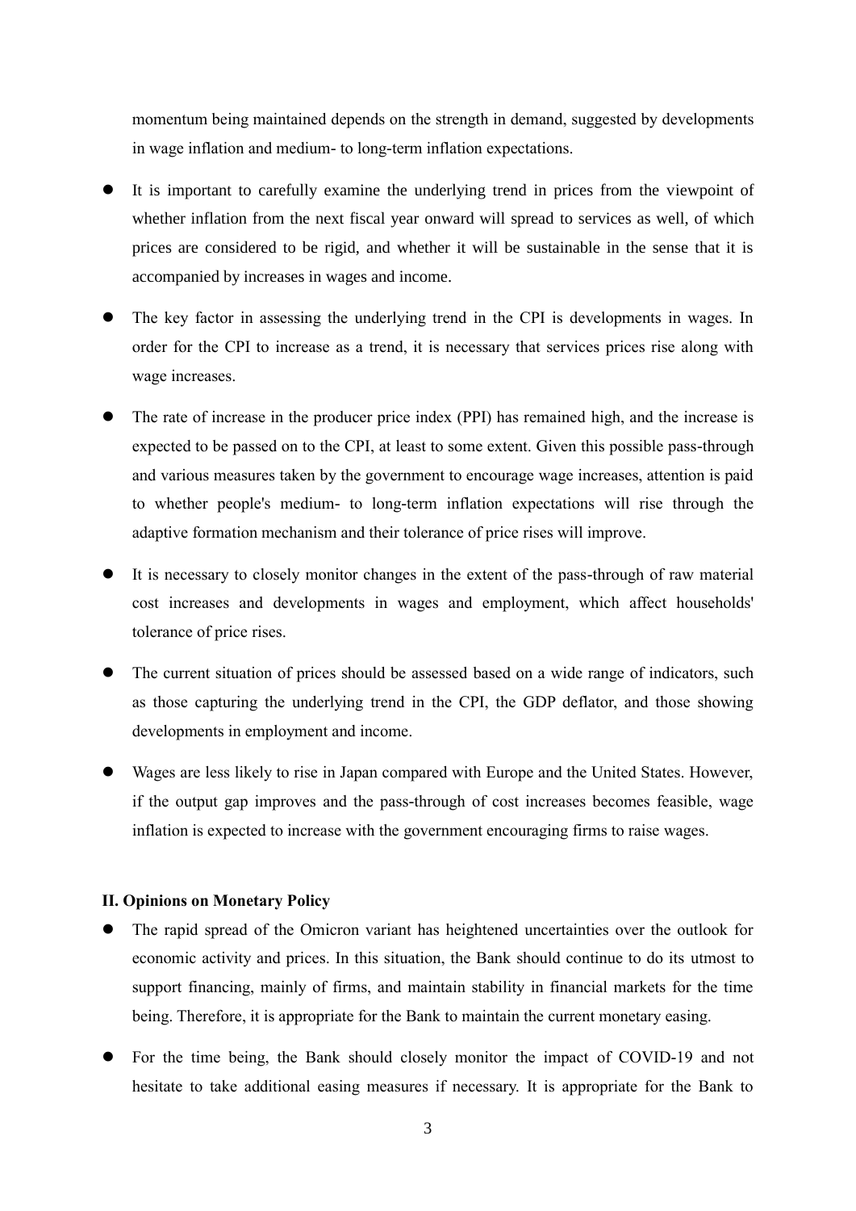momentum being maintained depends on the strength in demand, suggested by developments in wage inflation and medium- to long-term inflation expectations.

- It is important to carefully examine the underlying trend in prices from the viewpoint of whether inflation from the next fiscal year onward will spread to services as well, of which prices are considered to be rigid, and whether it will be sustainable in the sense that it is accompanied by increases in wages and income.
- The key factor in assessing the underlying trend in the CPI is developments in wages. In order for the CPI to increase as a trend, it is necessary that services prices rise along with wage increases.
- The rate of increase in the producer price index (PPI) has remained high, and the increase is expected to be passed on to the CPI, at least to some extent. Given this possible pass-through and various measures taken by the government to encourage wage increases, attention is paid to whether people's medium- to long-term inflation expectations will rise through the adaptive formation mechanism and their tolerance of price rises will improve.
- It is necessary to closely monitor changes in the extent of the pass-through of raw material cost increases and developments in wages and employment, which affect households' tolerance of price rises.
- The current situation of prices should be assessed based on a wide range of indicators, such as those capturing the underlying trend in the CPI, the GDP deflator, and those showing developments in employment and income.
- Wages are less likely to rise in Japan compared with Europe and the United States. However, if the output gap improves and the pass-through of cost increases becomes feasible, wage inflation is expected to increase with the government encouraging firms to raise wages.

**II. Opinions on Monetary Policy**

- The rapid spread of the Omicron variant has heightened uncertainties over the outlook for economic activity and prices. In this situation, the Bank should continue to do its utmost to support financing, mainly of firms, and maintain stability in financial markets for the time being. Therefore, it is appropriate for the Bank to maintain the current monetary easing.
- For the time being, the Bank should closely monitor the impact of COVID-19 and not hesitate to take additional easing measures if necessary. It is appropriate for the Bank to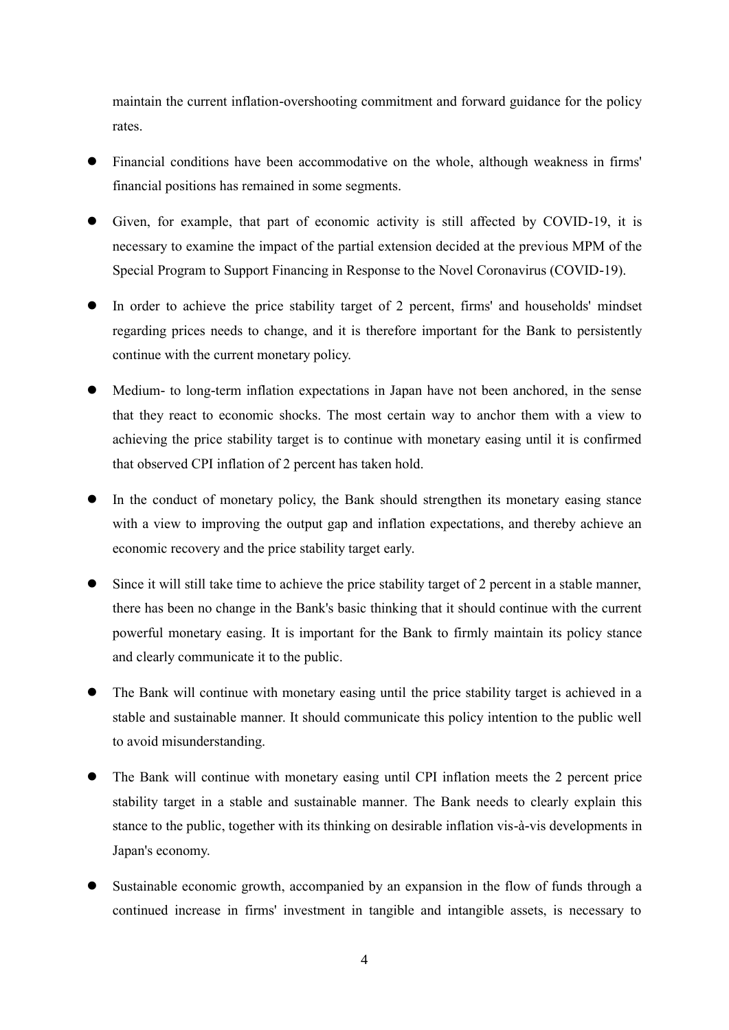maintain the current inflation-overshooting commitment and forward guidance for the policy rates.

- Financial conditions have been accommodative on the whole, although weakness in firms' financial positions has remained in some segments.
- Given, for example, that part of economic activity is still affected by COVID-19, it is necessary to examine the impact of the partial extension decided at the previous MPM of the Special Program to Support Financing in Response to the Novel Coronavirus (COVID-19).
- In order to achieve the price stability target of 2 percent, firms' and households' mindset regarding prices needs to change, and it is therefore important for the Bank to persistently continue with the current monetary policy.
- Medium- to long-term inflation expectations in Japan have not been anchored, in the sense that they react to economic shocks. The most certain way to anchor them with a view to achieving the price stability target is to continue with monetary easing until it is confirmed that observed CPI inflation of 2 percent has taken hold.
- In the conduct of monetary policy, the Bank should strengthen its monetary easing stance with a view to improving the output gap and inflation expectations, and thereby achieve an economic recovery and the price stability target early.
- Since it will still take time to achieve the price stability target of 2 percent in a stable manner, there has been no change in the Bank's basic thinking that it should continue with the current powerful monetary easing. It is important for the Bank to firmly maintain its policy stance and clearly communicate it to the public.
- The Bank will continue with monetary easing until the price stability target is achieved in a stable and sustainable manner. It should communicate this policy intention to the public well to avoid misunderstanding.
- The Bank will continue with monetary easing until CPI inflation meets the 2 percent price stability target in a stable and sustainable manner. The Bank needs to clearly explain this stance to the public, together with its thinking on desirable inflation vis-à-vis developments in Japan's economy.
- Sustainable economic growth, accompanied by an expansion in the flow of funds through a continued increase in firms' investment in tangible and intangible assets, is necessary to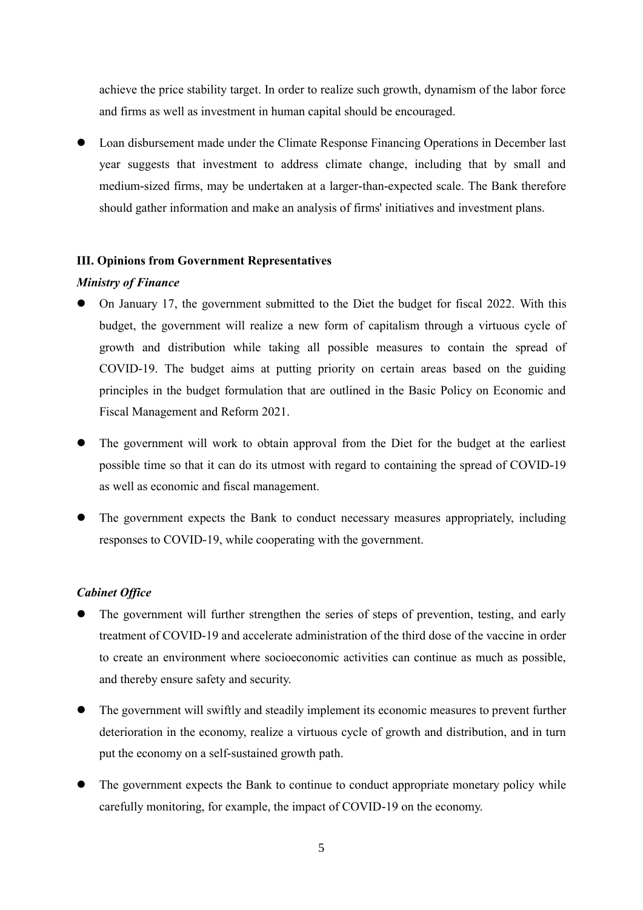achieve the price stability target. In order to realize such growth, dynamism of the labor force and firms as well as investment in human capital should be encouraged.

- Loan disbursement made under the Climate Response Financing Operations in December last year suggests that investment to address climate change, including that by small and medium-sized firms, may be undertaken at a larger-than-expected scale. The Bank therefore should gather information and make an analysis of firms' initiatives and investment plans.

### III. Opinions from Government Representatives

#### *Ministry of Finance*

- On January 17, the government submitted to the Diet the budget for fiscal 2022. With this budget, the government will realize a new form of capitalism through a virtuous cycle of growth and distribution while taking all possible measures to contain the spread of COVID-19. The budget aims at putting priority on certain areas based on the guiding principles in the budget formulation that are outlined in the Basic Policy on Economic and Fiscal Management and Reform 2021.
- The government will work to obtain approval from the Diet for the budget at the earliest possible time so that it can do its utmost with regard to containing the spread of COVID-19 as well as economic and fiscal management.
- The government expects the Bank to conduct necessary measures appropriately, including responses to COVID-19, while cooperating with the government.

#### *Cabinet Office*

- The government will further strengthen the series of steps of prevention, testing, and early treatment of COVID-19 and accelerate administration of the third dose of the vaccine in order to create an environment where socioeconomic activities can continue as much as possible, and thereby ensure safety and security.
- The government will swiftly and steadily implement its economic measures to prevent further deterioration in the economy, realize a virtuous cycle of growth and distribution, and in turn put the economy on a self-sustained growth path.
- The government expects the Bank to continue to conduct appropriate monetary policy while carefully monitoring, for example, the impact of COVID-19 on the economy.